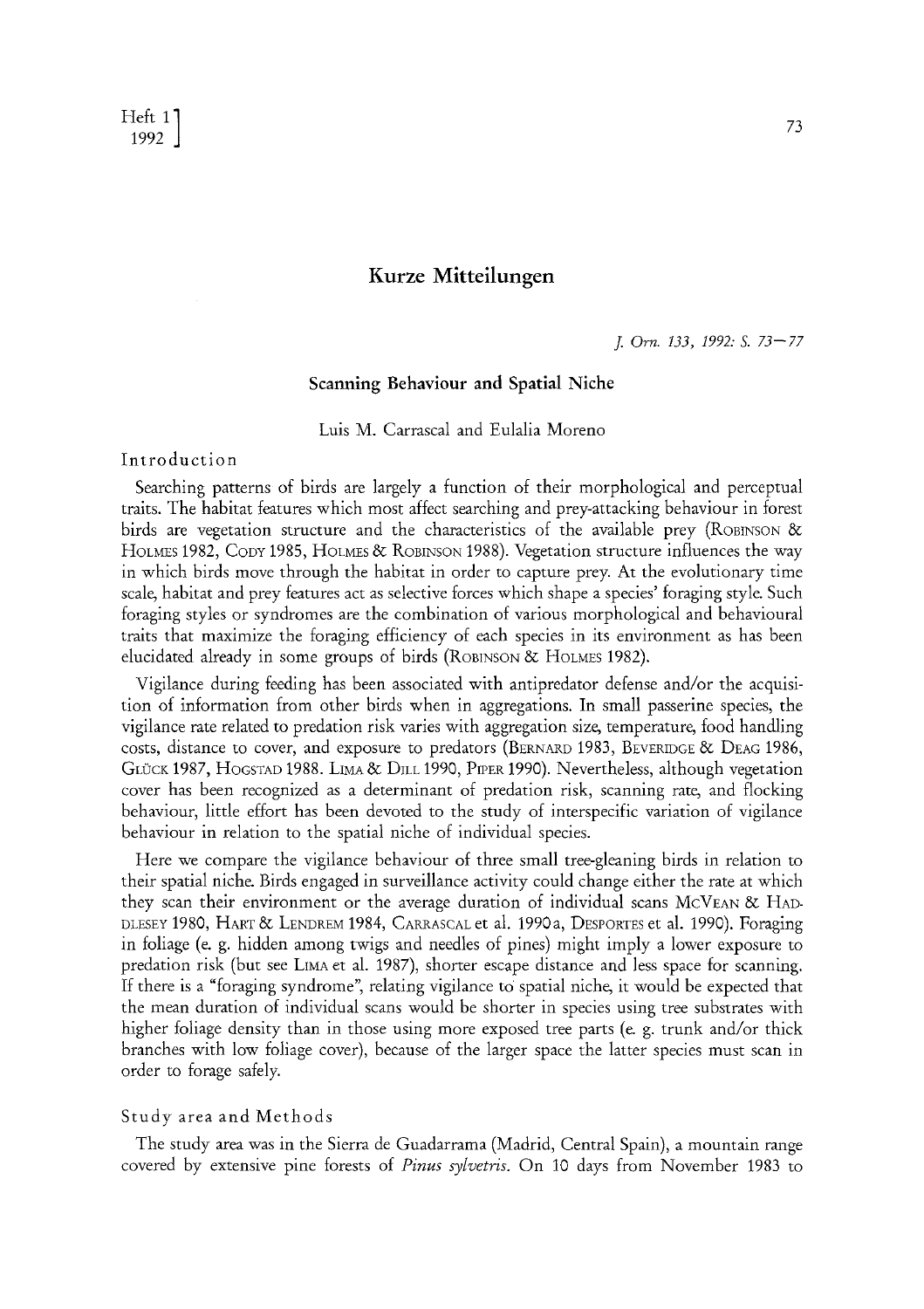# Kurze Mitteilungen

## Scanning Behaviour and Spatial Niche

Luis M. Carrascal and Eulalia Moreno

### Introduction

Searching patterns of birds are largely a function of their morphological and perceptual traits. The habitat features which most affect searching and prey-attacking behaviour in forest birds are vegetation structure and the characteristics of the available prey (Robinson & Holmes 1982, Cody 1985, Holmes & Robinson 1988). Vegetation structure influences the way in which birds move through the habitat in order to capture prey. At the evolutionary time scale, habitat and prey features act as selective forces which shape a species' foraging style. Such foraging styles or syndromes are the combination of various morphological and behavioural traits that maximize the foraging efficiency of each species in its environment as has been elucidated already in some groups of birds (Robinson & Holmes 1982).

Vigilance during feeding has been associated with antipredator defense and/or the acquisition of information from other birds when in aggregations. In small passerine species, the vigilance rate related to predation risk varies with aggregation size, temperature, food handling costs, distance to cover, and exposure to predators (Bernard 1983, Beveridge & Deag 1986, Glück 1987, Hogstad 1988. Lima & Dill 1990, Piper 1990). Nevertheless, although vegetation cover has been recognized as a determinant of predation risk, scanning rate, and flocking behaviour, little effort has been devoted to the study of interspecific variation of vigilance behaviour in relation to the spatial niche of individual species.

Here we compare the vigilance behaviour of three small tree-gleaning birds in relation to their spatial niche. Birds engaged in surveillance activity could change either the rate at which they scan their environment or the average duration of individual scans McVean & Haddlesey 1980, Hart & Lendrem 1984, Carrascal et al. 1990a, Desportes et al. 1990). Foraging in foliage (e. g. hidden among twigs and needles of pines) might imply a lower exposure to predation risk (but see Lima et al. 1987), shorter escape distance and less space for scanning. If there is a "foraging syndrome", relating vigilance to spatial niche, it would be expected that the mean duration of individual scans would be shorter in species using tree substrates with higher foliage density than in those using more exposed tree parts (e. g. trunk and/or thick branches with low foliage cover), because of the larger space the latter species must scan in order to forage safely.

### Study area and Methods

The study area was in the Sierra de Guadarrama (Madrid, Central Spain), a mountain range covered by extensive pine forests of *Pinus sylvetris*. On 10 days from November 1983 to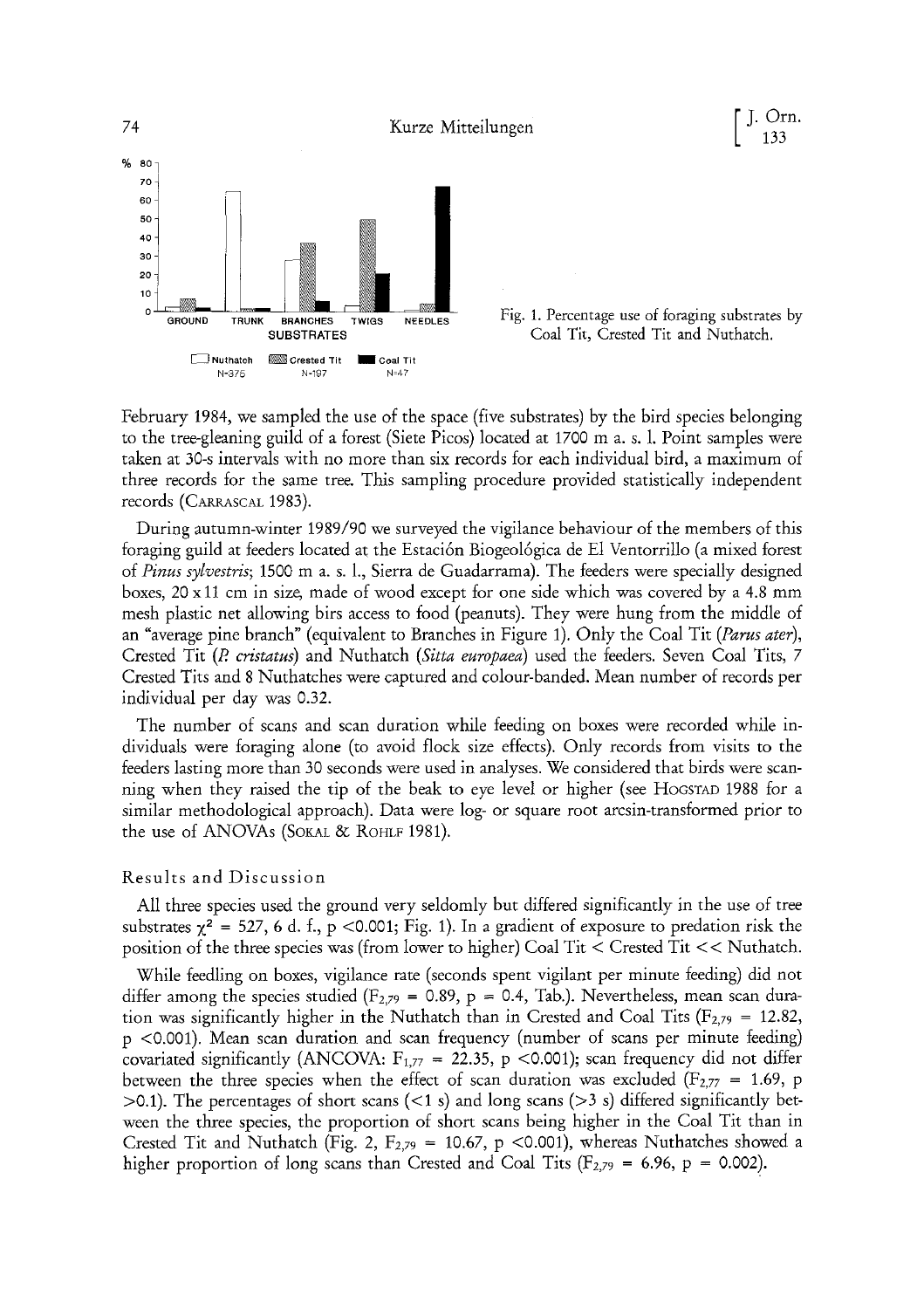Fig. 1. Percentage use of foraging substrates by Coal Tit, Crested Tit and Nuthatch.

February 1984, we sampled the use of the space (five substrates) by the bird species belonging to the tree-gleaning guild of a forest (Siete Picos) located at 1700 m a. s. l. Point samples were taken at 30-s intervals with no more than six records for each individual bird, a maximum of three records for the same tree. This sampling procedure provided statistically independent records (CARRASCAL 1983).

During autumn-winter 1989/90 we surveyed the vigilance behaviour of the members of this foraging guild at feeders located at the Estación Biogeológica de El Ventorrillo (a mixed forest of *Pinus sylvestris*; 1500 m a. s. l., Sierra de Guadarrama). The feeders were specially designed boxes, 20 x 11 cm in size, made of wood except for one side which was covered by a 4.8 mm mesh plastic net allowing birs access to food (peanuts). They were hung from the middle of an "average pine branch" (equivalent to Branches in Figure 1). Only the Coal Tit (*Parus ater*), Crested Tit (*P. cristatus*) and Nuthatch (*Sitta europaea*) used the feeders. Seven Coal Tits, 7 Crested Tits and 8 Nuthatches were captured and colour-banded. Mean number of records per individual per day was 0.32.

The number of scans and scan duration while feeding on boxes were recorded while individuals were foraging alone (to avoid flock size effects). Only records from visits to the feeders lasting more than 30 seconds were used in analyses. We considered that birds were scanning when they raised the tip of the beak to eye level or higher (see HOGSTAD 1988 for a similar methodological approach). Data were log- or square root arcsin-transformed prior to the use of ANOVAs (SOKAL & ROHLF 1981).

## Results and Discussion

All three species used the ground very seldomly but differed significantly in the use of tree substrates $\chi^2 = 527$, 6 d. f., $p < 0.001$; Fig. 1). In a gradient of exposure to predation risk the position of the three species was (from lower to higher) Coal Tit < Crested Tit << Nuthatch.

While feedling on boxes, vigilance rate (seconds spent vigilant per minute feeding) did not differ among the species studied ($F_{2,79} = 0.89$, $p = 0.4$, Tab.). Nevertheless, mean scan duration was significantly higher in the Nuthatch than in Crested and Coal Tits ($F_{2,79} = 12.82$, $p < 0.001$). Mean scan duration and scan frequency (number of scans per minute feeding) covariated significantly (ANCOVA: $F_{1,77} = 22.35$, $p < 0.001$); scan frequency did not differ between the three species when the effect of scan duration was excluded ($F_{2,77} = 1.69$, $p > 0.1$). The percentages of short scans (<1 s) and long scans (>3 s) differed significantly between the three species, the proportion of short scans being higher in the Coal Tit than in Crested Tit and Nuthatch (Fig. 2, $F_{2,79} = 10.67$, $p < 0.001$), whereas Nuthatches showed a higher proportion of long scans than Crested and Coal Tits ($F_{2,79} = 6.96$, $p = 0.002$).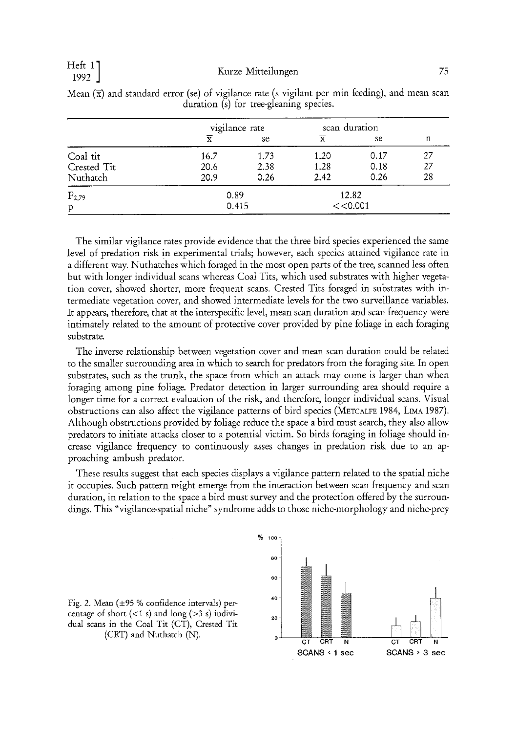Mean ($\bar{x}$) and standard error (se) of vigilance rate (s vigilant per min feeding), and mean scan duration (s) for tree-gleaning species.

| | vigilance rate | | scan duration | | |
|---|---|---|---|---|---|
| | $\bar{x}$ | se | $\bar{x}$ | se | n |
| Coal tit | 16.7 | 1.73 | 1.20 | 0.17 | 27 |
| Crested Tit | 20.6 | 2.38 | 1.28 | 0.18 | 27 |
| Nuthatch | 20.9 | 0.26 | 2.42 | 0.26 | 28 |
| $F_{2,79}$ | 0.89 | | 12.82 | | |
| p | 0.415 | | <<0.001 | | |

The similar vigilance rates provide evidence that the three bird species experienced the same level of predation risk in experimental trials; however, each species attained vigilance rate in a different way. Nuthatches which foraged in the most open parts of the tree, scanned less often but with longer individual scans whereas Coal Tits, which used substrates with higher vegetation cover, showed shorter, more frequent scans. Crested Tits foraged in substrates with intermediate vegetation cover, and showed intermediate levels for the two surveillance variables. It appears, therefore, that at the interspecific level, mean scan duration and scan frequency were intimately related to the amount of protective cover provided by pine foliage in each foraging substrate.

The inverse relationship between vegetation cover and mean scan duration could be related to the smaller surrounding area in which to search for predators from the foraging site. In open substrates, such as the trunk, the space from which an attack may come is larger than when foraging among pine foliage. Predator detection in larger surrounding area should require a longer time for a correct evaluation of the risk, and therefore, longer individual scans. Visual obstructions can also affect the vigilance patterns of bird species (METCALFE 1984, LIMA 1987). Although obstructions provided by foliage reduce the space a bird must search, they also allow predators to initiate attacks closer to a potential victim. So birds foraging in foliage should increase vigilance frequency to continuously asses changes in predation risk due to an approaching ambush predator.

These results suggest that each species displays a vigilance pattern related to the spatial niche it occupies. Such pattern might emerge from the interaction between scan frequency and scan duration, in relation to the space a bird must survey and the protection offered by the surroundings. This "vigilance-spatial niche" syndrome adds to those niche-morphology and niche-prey

Fig. 2. Mean (±95 % confidence intervals) percentage of short (<1 s) and long (>3 s) individual scans in the Coal Tit (CT), Crested Tit (CRT) and Nuthatch (N).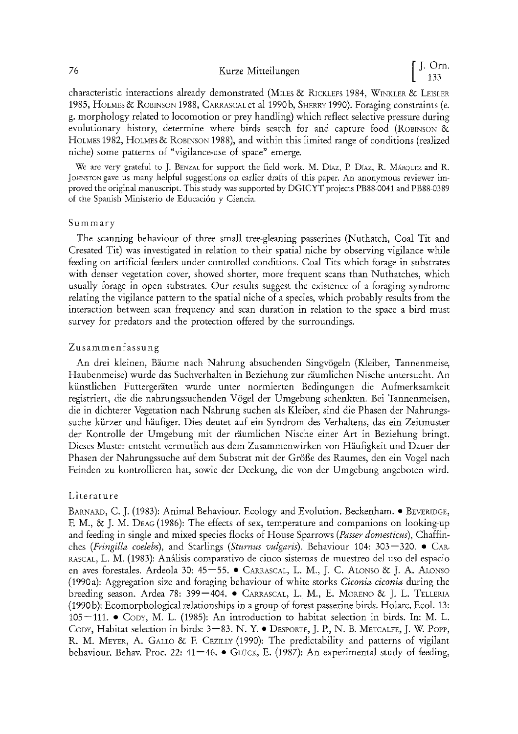characteristic interactions already demonstrated (MILES & RICKLEFS 1984, WINKLER & LEISLER 1985, HOLMES & ROBINSON 1988, CARRASCAL et al 1990b, SHERRY 1990). Foraging constraints (e. g. morphology related to locomotion or prey handling) which reflect selective pressure during evolutionary history, determine where birds search for and capture food (ROBINSON & HOLMES 1982, HOLMES & ROBINSON 1988), and within this limited range of conditions (realized niche) some patterns of "vigilance-use of space" emerge.

We are very grateful to J. BENZAL for support the field work. M. DÍAZ, P. DÍAZ, R. MÁRQUEZ and R. JOHNSTON gave us many helpful suggestions on earlier drafts of this paper. An anonymous reviewer improved the original manuscript. This study was supported by DGICYT projects PB88-0041 and PB88-0389 of the Spanish Ministerio de Educación y Ciencia.

## Summary

The scanning behaviour of three small tree-gleaning passerines (Nuthatch, Coal Tit and Cresated Tit) was investigated in relation to their spatial niche by observing vigilance while feeding on artificial feeders under controlled conditions. Coal Tits which forage in substrates with denser vegetation cover, showed shorter, more frequent scans than Nuthatches, which usually forage in open substrates. Our results suggest the existence of a foraging syndrome relating the vigilance pattern to the spatial niche of a species, which probably results from the interaction between scan frequency and scan duration in relation to the space a bird must survey for predators and the protection offered by the surroundings.

## Zusammenfassung

An drei kleinen, Bäume nach Nahrung absuchenden Singvögeln (Kleiber, Tannenmeise, Haubenmeise) wurde das Suchverhalten in Beziehung zur räumlichen Nische untersucht. An künstlichen Futtergeräten wurde unter normierten Bedingungen die Aufmerksamkeit registriert, die die nahrungssuchenden Vögel der Umgebung schenkten. Bei Tannenmeisen, die in dichterer Vegetation nach Nahrung suchen als Kleiber, sind die Phasen der Nahrungssuche kürzer und häufiger. Dies deutet auf ein Syndrom des Verhaltens, das ein Zeitmuster der Kontrolle der Umgebung mit der räumlichen Nische einer Art in Beziehung bringt. Dieses Muster entsteht vermutlich aus dem Zusammenwirken von Häufigkeit und Dauer der Phasen der Nahrungssuche auf dem Substrat mit der Größe des Raumes, den ein Vogel nach Feinden zu kontrollieren hat, sowie der Deckung, die von der Umgebung angeboten wird.

## Literature

BARNARD, C. J. (1983): Animal Behaviour. Ecology and Evolution. Beckenham. • BEVERIDGE, F. M., & J. M. DEAG (1986): The effects of sex, temperature and companions on looking-up and feeding in single and mixed species flocks of House Sparrows (*Passer domesticus*), Chaffinches (*Fringilla coelebs*), and Starlings (*Sturnus vulgaris*). Behaviour 104: 303—320. • CARRASCAL, L. M. (1983): Análisis comparativo de cinco sistemas de muestreo del uso del espacio en aves forestales. Ardeola 30: 45—55. • CARRASCAL, L. M., J. C. ALONSO & J. A. ALONSO (1990a): Aggregation size and foraging behaviour of white storks *Ciconia ciconia* during the breeding season. Ardea 78: 399—404. • CARRASCAL, L. M., E. MORENO & J. L. TELLERIA (1990b): Ecomorphological relationships in a group of forest passerine birds. Holarc. Ecol. 13: 105—111. • CODY, M. L. (1985): An introduction to habitat selection in birds. In: M. L. CODY, Habitat selection in birds: 3—83. N. Y. • DESPORTE, J. P., N. B. METCALFE, J. W. POPP, R. M. MEYER, A. GALLO & F. CEZILLY (1990): The predictability and patterns of vigilant behaviour. Behav. Proc. 22: 41—46. • GLÜCK, E. (1987): An experimental study of feeding,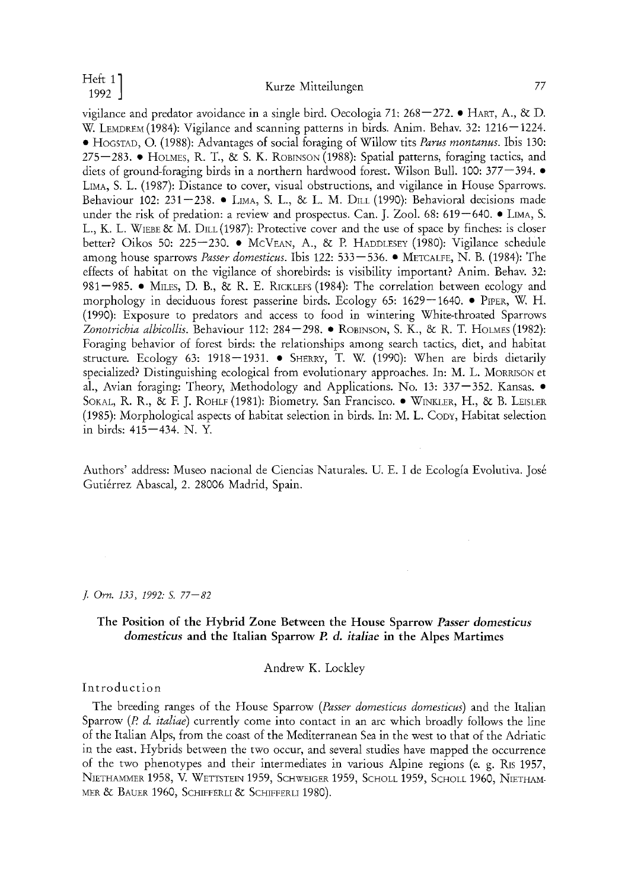vigilance and predator avoidance in a single bird. Oecologia 71: 268—272. • HART, A., & D. W. LEMDREM (1984): Vigilance and scanning patterns in birds. Anim. Behav. 32: 1216—1224. • HOGSTAD, O. (1988): Advantages of social foraging of Willow tits *Parus montanus*. Ibis 130: 275—283. • HOLMES, R. T., & S. K. ROBINSON (1988): Spatial patterns, foraging tactics, and diets of ground-foraging birds in a northern hardwood forest. Wilson Bull. 100: 377—394. • LIMA, S. L. (1987): Distance to cover, visual obstructions, and vigilance in House Sparrows. Behaviour 102: 231—238. • LIMA, S. L., & L. M. DILL (1990): Behavioral decisions made under the risk of predation: a review and prospectus. Can. J. Zool. 68: 619—640. • LIMA, S. L., K. L. WIEBE & M. DILL (1987): Protective cover and the use of space by finches: is closer better? Oikos 50: 225—230. • MCVEAN, A., & P. HADDLESEY (1980): Vigilance schedule among house sparrows *Passer domesticus*. Ibis 122: 533—536. • METCALFE, N. B. (1984): The effects of habitat on the vigilance of shorebirds: is visibility important? Anim. Behav. 32: 981—985. • MILES, D. B., & R. E. RICKLEFS (1984): The correlation between ecology and morphology in deciduous forest passerine birds. Ecology 65: 1629—1640. • PIPER, W. H. (1990): Exposure to predators and access to food in wintering White-throated Sparrows *Zonotrichia albicollis*. Behaviour 112: 284—298. • ROBINSON, S. K., & R. T. HOLMES (1982): Foraging behavior of forest birds: the relationships among search tactics, diet, and habitat structure. Ecology 63: 1918—1931. • SHERRY, T. W. (1990): When are birds dietarily specialized? Distinguishing ecological from evolutionary approaches. In: M. L. MORRISON et al., Avian foraging: Theory, Methodology and Applications. No. 13: 337—352. Kansas. • SOKAL, R. R., & F. J. ROHLF (1981): Biometry. San Francisco. • WINKLER, H., & B. LEISLER (1985): Morphological aspects of habitat selection in birds. In: M. L. CODY, Habitat selection in birds: 415—434. N. Y.

Authors' address: Museo nacional de Ciencias Naturales. U. E. I de Ecología Evolutiva. José Gutiérrez Abascal, 2. 28006 Madrid, Spain.

*J. Orn. 133, 1992: S. 77—82*

## The Position of the Hybrid Zone Between the House Sparrow *Passer domesticus domesticus* and the Italian Sparrow *P. d. italiae* in the Alpes Martimes

Andrew K. Lockley

### Introduction

The breeding ranges of the House Sparrow (*Passer domesticus domesticus*) and the Italian Sparrow (*P. d. italiae*) currently come into contact in an arc which broadly follows the line of the Italian Alps, from the coast of the Mediterranean Sea in the west to that of the Adriatic in the east. Hybrids between the two occur, and several studies have mapped the occurrence of the two phenotypes and their intermediates in various Alpine regions (e. g. RIS 1957, NIETHAMMER 1958, V. WETTSTEIN 1959, SCHWEIGER 1959, SCHOLL 1959, SCHOLL 1960, NIETHAMMER & BAUER 1960, SCHIFFERLI & SCHIFFERLI 1980).